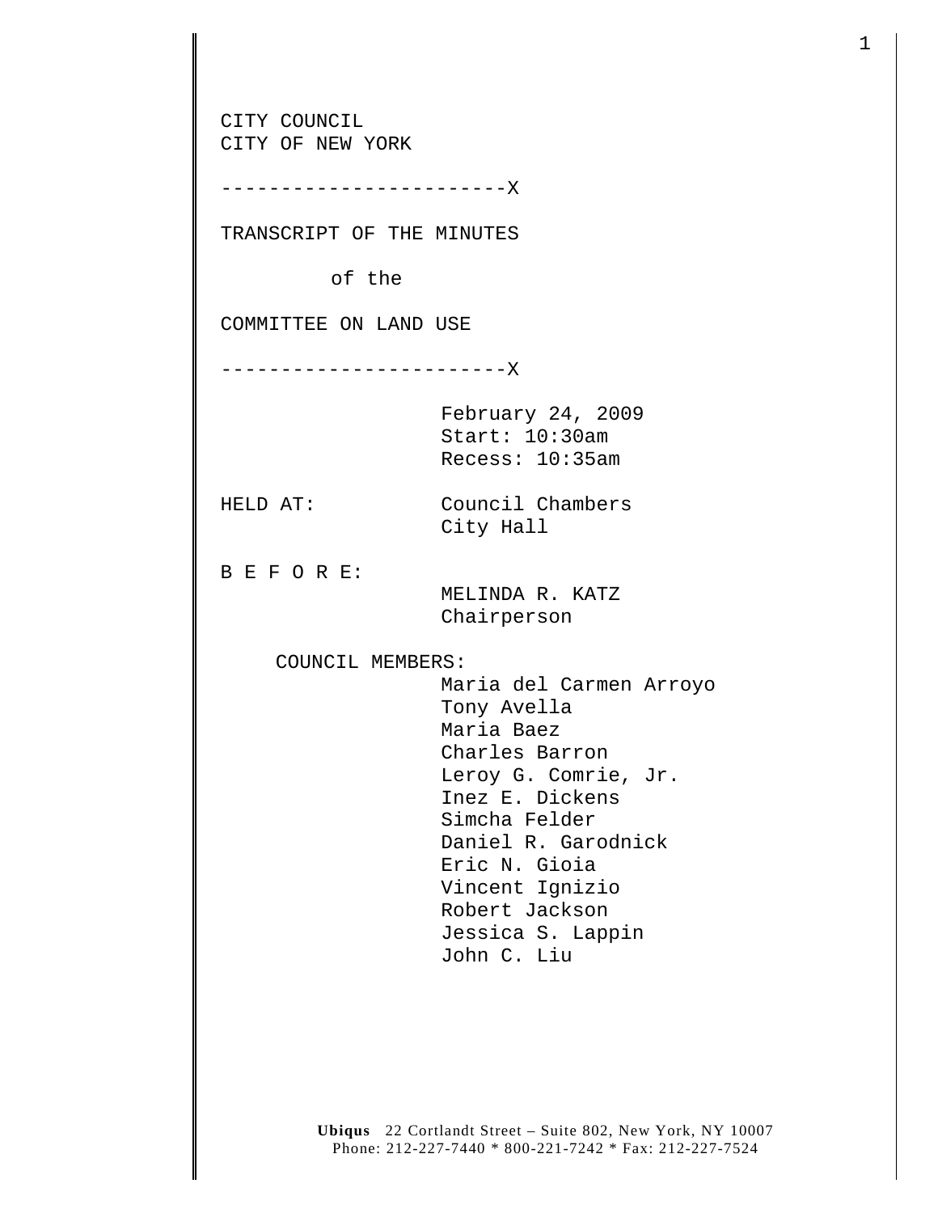CITY COUNCIL
CITY OF NEW YORK

------------------------X

TRANSCRIPT OF THE MINUTES

of the

COMMITTEE ON LAND USE

------------------------X

February 24, 2009
Start: 10:30am
Recess: 10:35am

HELD AT: Council Chambers
City Hall

B E F O R E:
MELINDA R. KATZ
Chairperson

COUNCIL MEMBERS:
Maria del Carmen Arroyo
Tony Avella
Maria Baez
Charles Barron
Leroy G. Comrie, Jr.
Inez E. Dickens
Simcha Felder
Daniel R. Garodnick
Eric N. Gioia
Vincent Ignizio
Robert Jackson
Jessica S. Lappin
John C. Liu

**Ubiqus** 22 Cortlandt Street – Suite 802, New York, NY 10007
Phone: 212-227-7440 * 800-221-7242 * Fax: 212-227-7524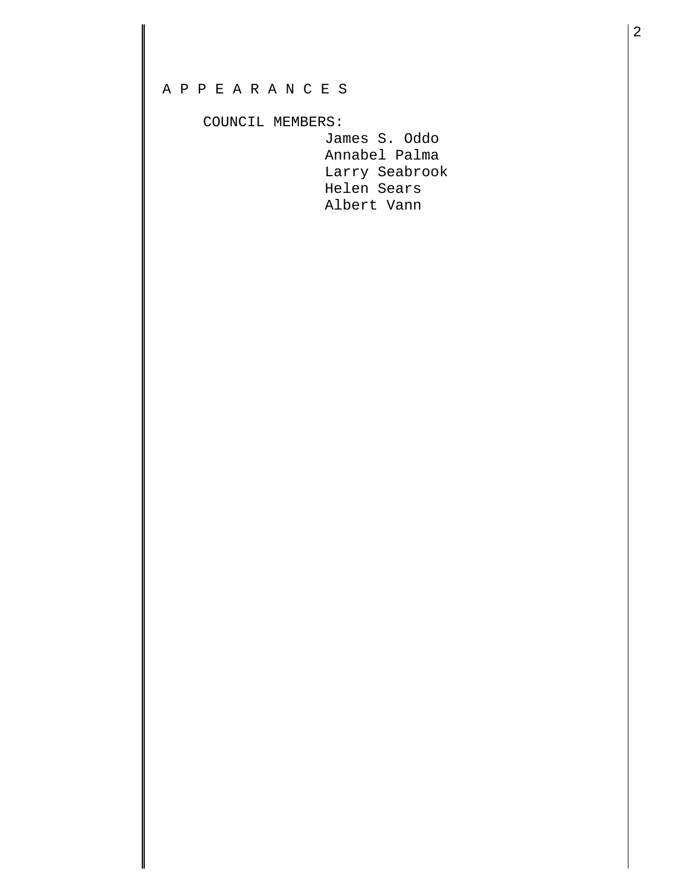A P P E A R A N C E S

COUNCIL MEMBERS:

James S. Oddo
Annabel Palma
Larry Seabrook
Helen Sears
Albert Vann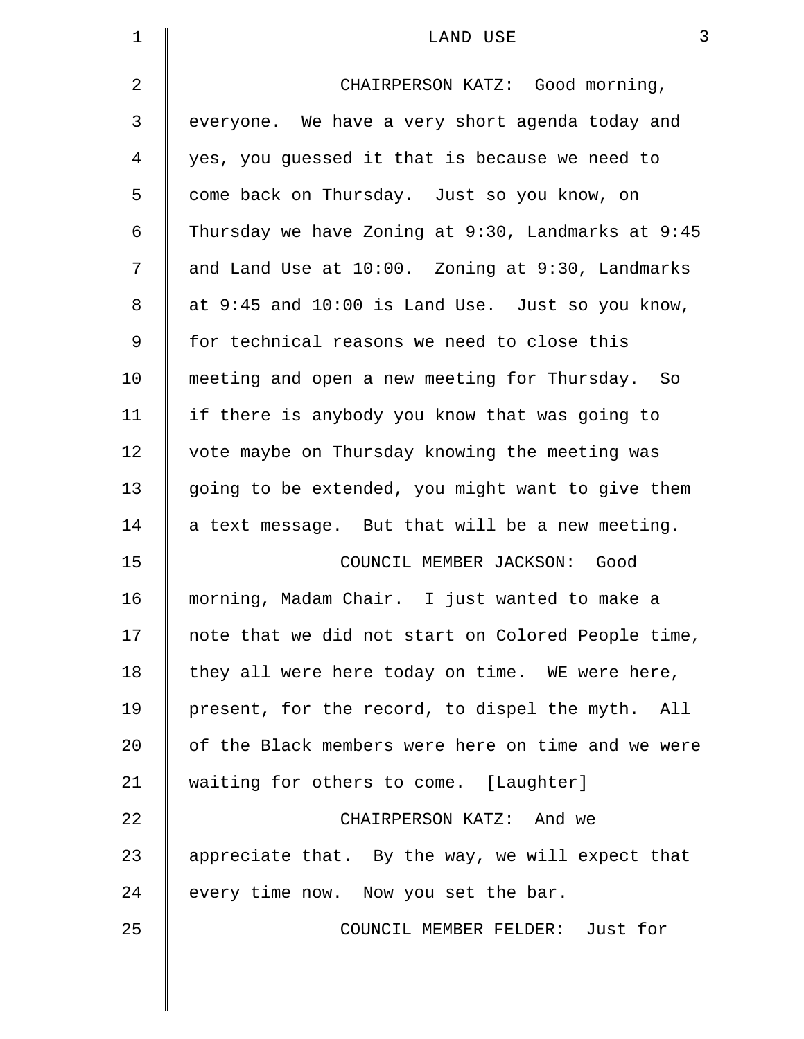CHAIRPERSON KATZ: Good morning, everyone. We have a very short agenda today and yes, you guessed it that is because we need to come back on Thursday. Just so you know, on Thursday we have Zoning at 9:30, Landmarks at 9:45 and Land Use at 10:00. Zoning at 9:30, Landmarks at 9:45 and 10:00 is Land Use. Just so you know, for technical reasons we need to close this meeting and open a new meeting for Thursday. So if there is anybody you know that was going to vote maybe on Thursday knowing the meeting was going to be extended, you might want to give them a text message. But that will be a new meeting.

COUNCIL MEMBER JACKSON: Good morning, Madam Chair. I just wanted to make a note that we did not start on Colored People time, they all were here today on time. WE were here, present, for the record, to dispel the myth. All of the Black members were here on time and we were waiting for others to come. [Laughter]

CHAIRPERSON KATZ: And we appreciate that. By the way, we will expect that every time now. Now you set the bar.

COUNCIL MEMBER FELDER: Just for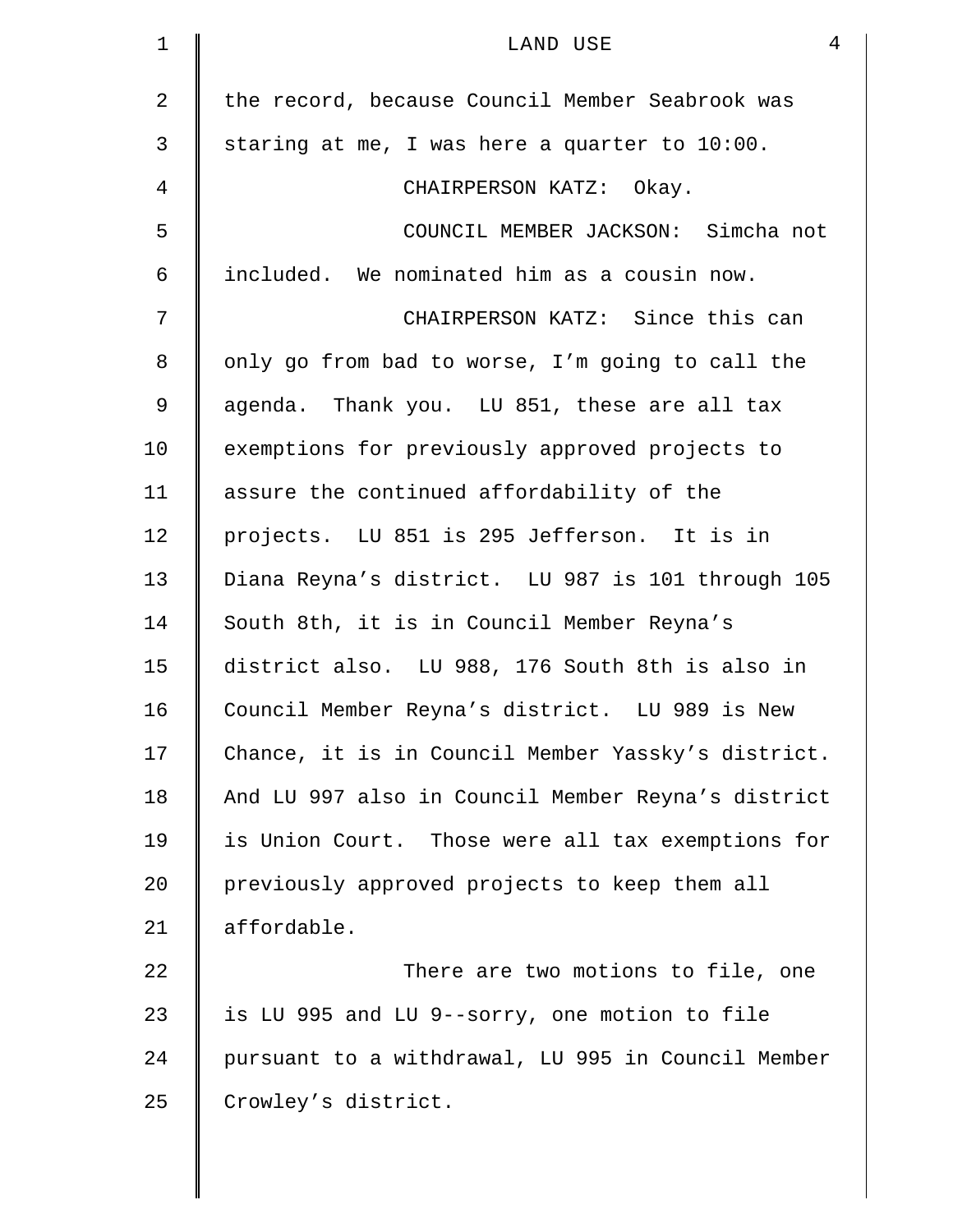the record, because Council Member Seabrook was staring at me, I was here a quarter to 10:00.

CHAIRPERSON KATZ: Okay.

COUNCIL MEMBER JACKSON: Simcha not included. We nominated him as a cousin now.

CHAIRPERSON KATZ: Since this can only go from bad to worse, I'm going to call the agenda. Thank you. LU 851, these are all tax exemptions for previously approved projects to assure the continued affordability of the projects. LU 851 is 295 Jefferson. It is in Diana Reyna's district. LU 987 is 101 through 105 South 8th, it is in Council Member Reyna's district also. LU 988, 176 South 8th is also in Council Member Reyna's district. LU 989 is New Chance, it is in Council Member Yassky's district. And LU 997 also in Council Member Reyna's district is Union Court. Those were all tax exemptions for previously approved projects to keep them all affordable.

There are two motions to file, one is LU 995 and LU 9--sorry, one motion to file pursuant to a withdrawal, LU 995 in Council Member Crowley's district.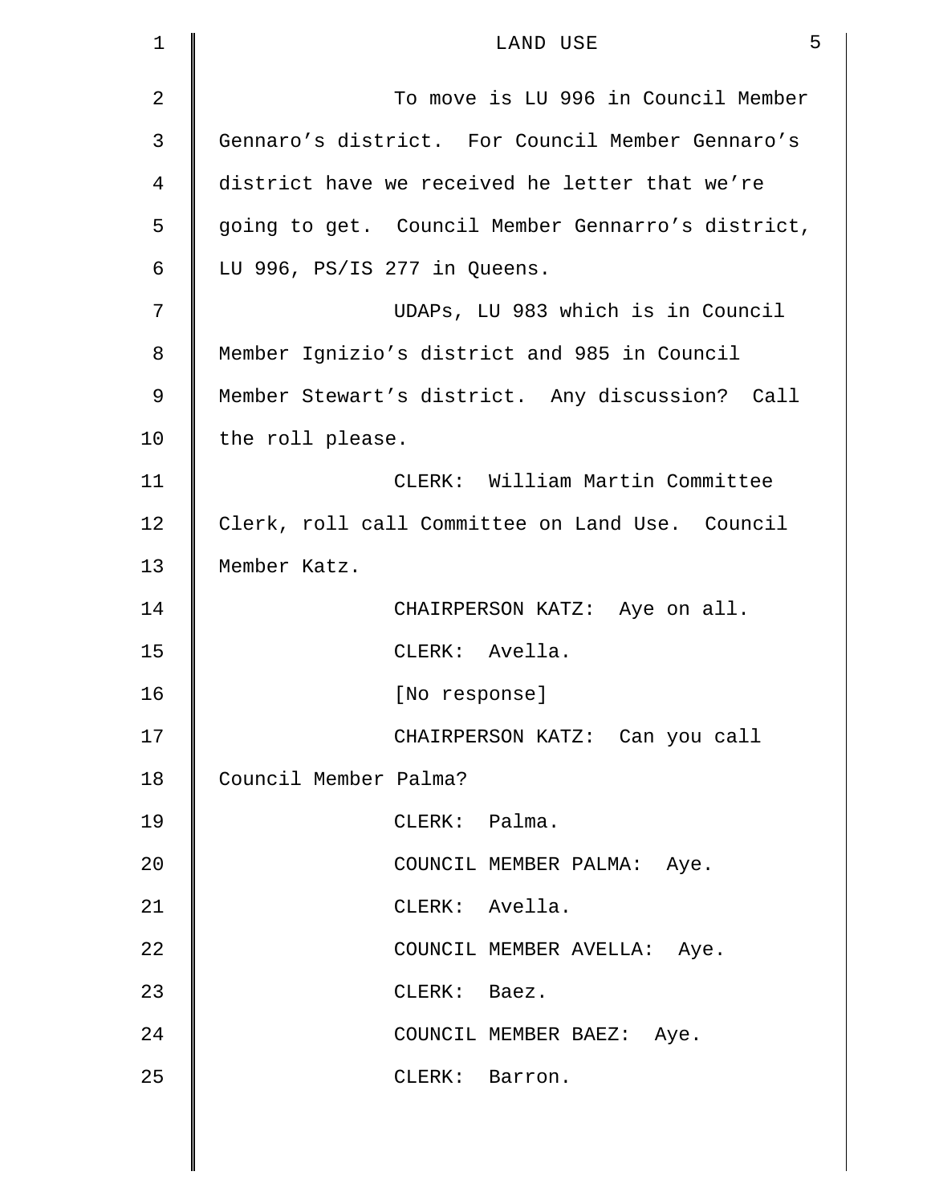To move is LU 996 in Council Member Gennaro's district. For Council Member Gennaro's district have we received he letter that we're going to get. Council Member Gennarro's district, LU 996, PS/IS 277 in Queens.

UDAPs, LU 983 which is in Council Member Ignizio's district and 985 in Council Member Stewart's district. Any discussion? Call the roll please.

CLERK: William Martin Committee Clerk, roll call Committee on Land Use. Council Member Katz.

CHAIRPERSON KATZ: Aye on all.

CLERK: Avella.

[No response]

CHAIRPERSON KATZ: Can you call Council Member Palma?

CLERK: Palma.

COUNCIL MEMBER PALMA: Aye.

CLERK: Avella.

COUNCIL MEMBER AVELLA: Aye.

CLERK: Baez.

COUNCIL MEMBER BAEZ: Aye.

CLERK: Barron.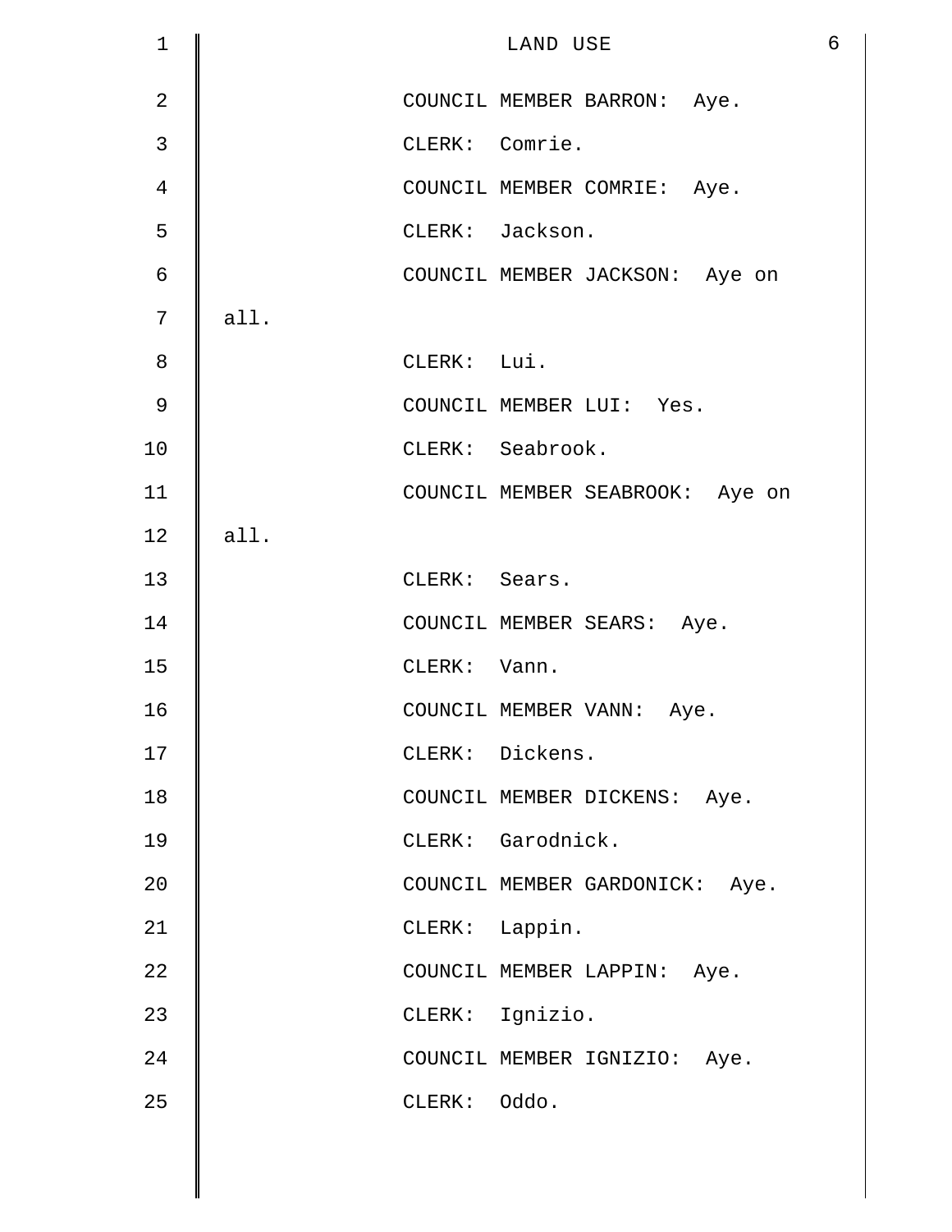COUNCIL MEMBER BARRON: Aye.

CLERK: Comrie.

COUNCIL MEMBER COMRIE: Aye.

CLERK: Jackson.

COUNCIL MEMBER JACKSON: Aye on all.

CLERK: Lui.

COUNCIL MEMBER LUI: Yes.

CLERK: Seabrook.

COUNCIL MEMBER SEABROOK: Aye on all.

CLERK: Sears.

COUNCIL MEMBER SEARS: Aye.

CLERK: Vann.

COUNCIL MEMBER VANN: Aye.

CLERK: Dickens.

COUNCIL MEMBER DICKENS: Aye.

CLERK: Garodnick.

COUNCIL MEMBER GARDONICK: Aye.

CLERK: Lappin.

COUNCIL MEMBER LAPPIN: Aye.

CLERK: Ignizio.

COUNCIL MEMBER IGNIZIO: Aye.

CLERK: Oddo.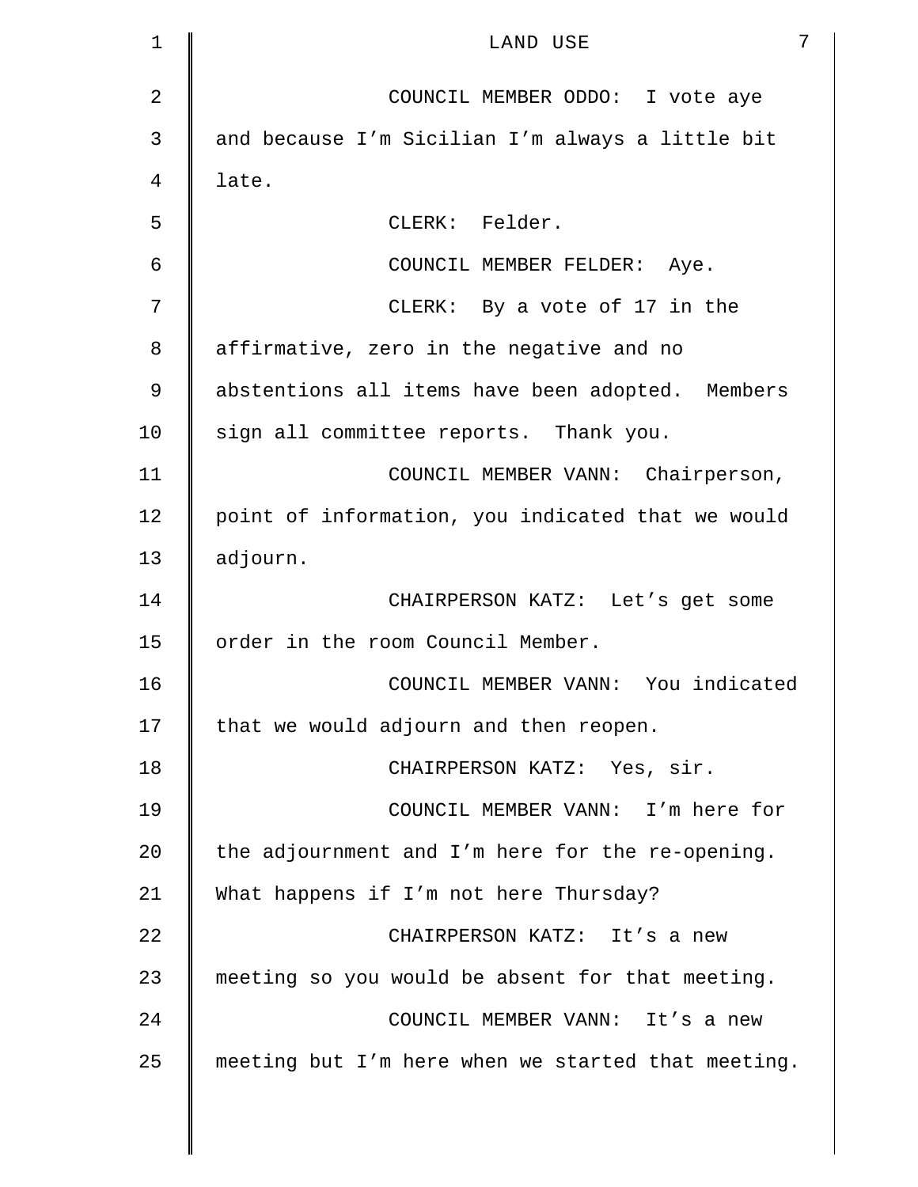COUNCIL MEMBER ODDO: I vote aye and because I'm Sicilian I'm always a little bit late.

CLERK: Felder.

COUNCIL MEMBER FELDER: Aye.

CLERK: By a vote of 17 in the affirmative, zero in the negative and no abstentions all items have been adopted. Members sign all committee reports. Thank you.

COUNCIL MEMBER VANN: Chairperson, point of information, you indicated that we would adjourn.

CHAIRPERSON KATZ: Let's get some order in the room Council Member.

COUNCIL MEMBER VANN: You indicated that we would adjourn and then reopen.

CHAIRPERSON KATZ: Yes, sir.

COUNCIL MEMBER VANN: I'm here for the adjournment and I'm here for the re-opening. What happens if I'm not here Thursday?

CHAIRPERSON KATZ: It's a new meeting so you would be absent for that meeting.

COUNCIL MEMBER VANN: It's a new meeting but I'm here when we started that meeting.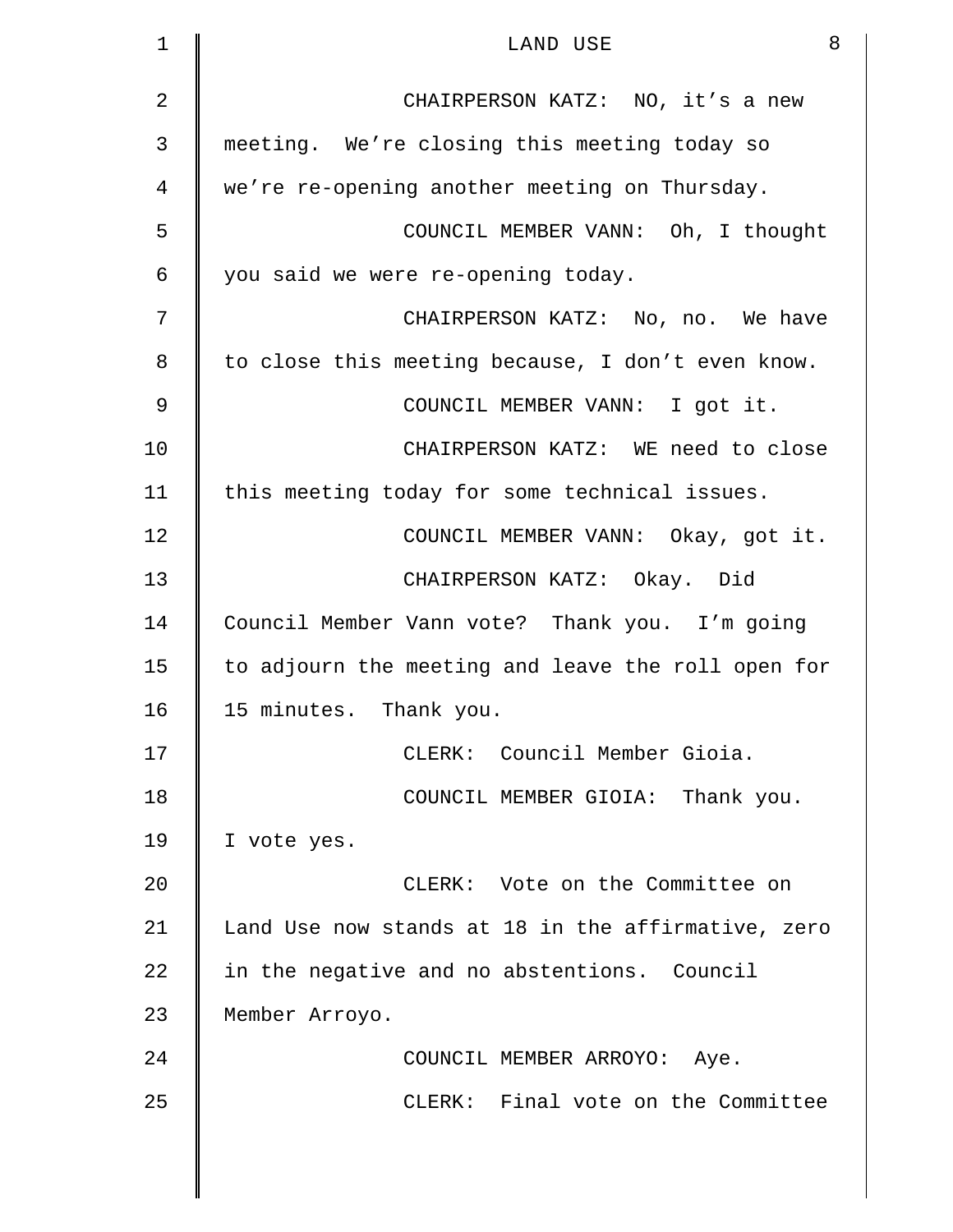CHAIRPERSON KATZ: NO, it's a new meeting. We're closing this meeting today so we're re-opening another meeting on Thursday.

COUNCIL MEMBER VANN: Oh, I thought you said we were re-opening today.

CHAIRPERSON KATZ: No, no. We have to close this meeting because, I don't even know.

COUNCIL MEMBER VANN: I got it.

CHAIRPERSON KATZ: WE need to close this meeting today for some technical issues.

COUNCIL MEMBER VANN: Okay, got it.

CHAIRPERSON KATZ: Okay. Did Council Member Vann vote? Thank you. I'm going to adjourn the meeting and leave the roll open for 15 minutes. Thank you.

CLERK: Council Member Gioia.

COUNCIL MEMBER GIOIA: Thank you. I vote yes.

CLERK: Vote on the Committee on Land Use now stands at 18 in the affirmative, zero in the negative and no abstentions. Council Member Arroyo.

COUNCIL MEMBER ARROYO: Aye.

CLERK: Final vote on the Committee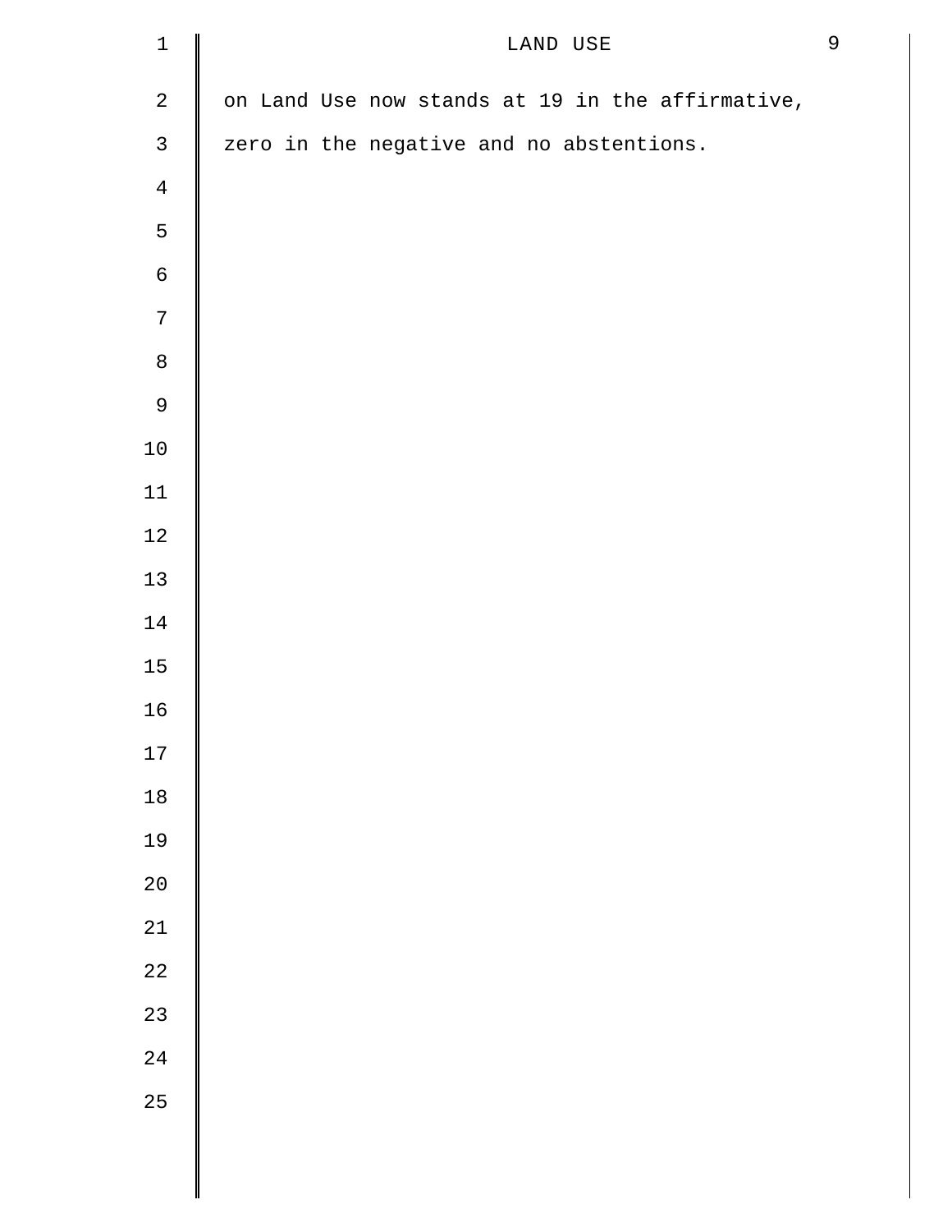on Land Use now stands at 19 in the affirmative,
zero in the negative and no abstentions.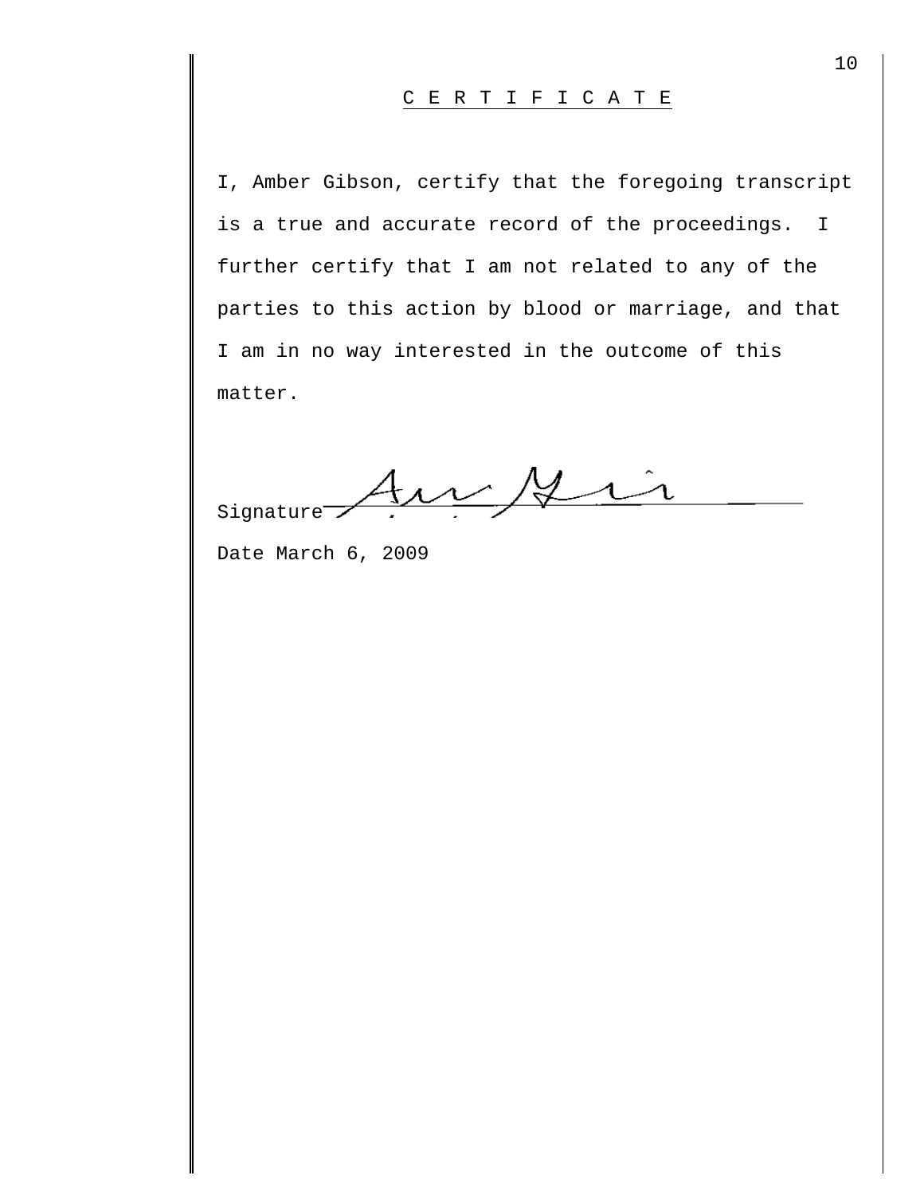# C E R T I F I C A T E

I, Amber Gibson, certify that the foregoing transcript is a true and accurate record of the proceedings. I further certify that I am not related to any of the parties to this action by blood or marriage, and that I am in no way interested in the outcome of this matter.

Signature\_\_\_\_\_\_\_\_\_\_\_\_\_\_\_\_\_\_\_\_\_\_\_\_\_\_\_\_\_\_\_\_\_\_\_\_\_\_\_

Date March 6, 2009